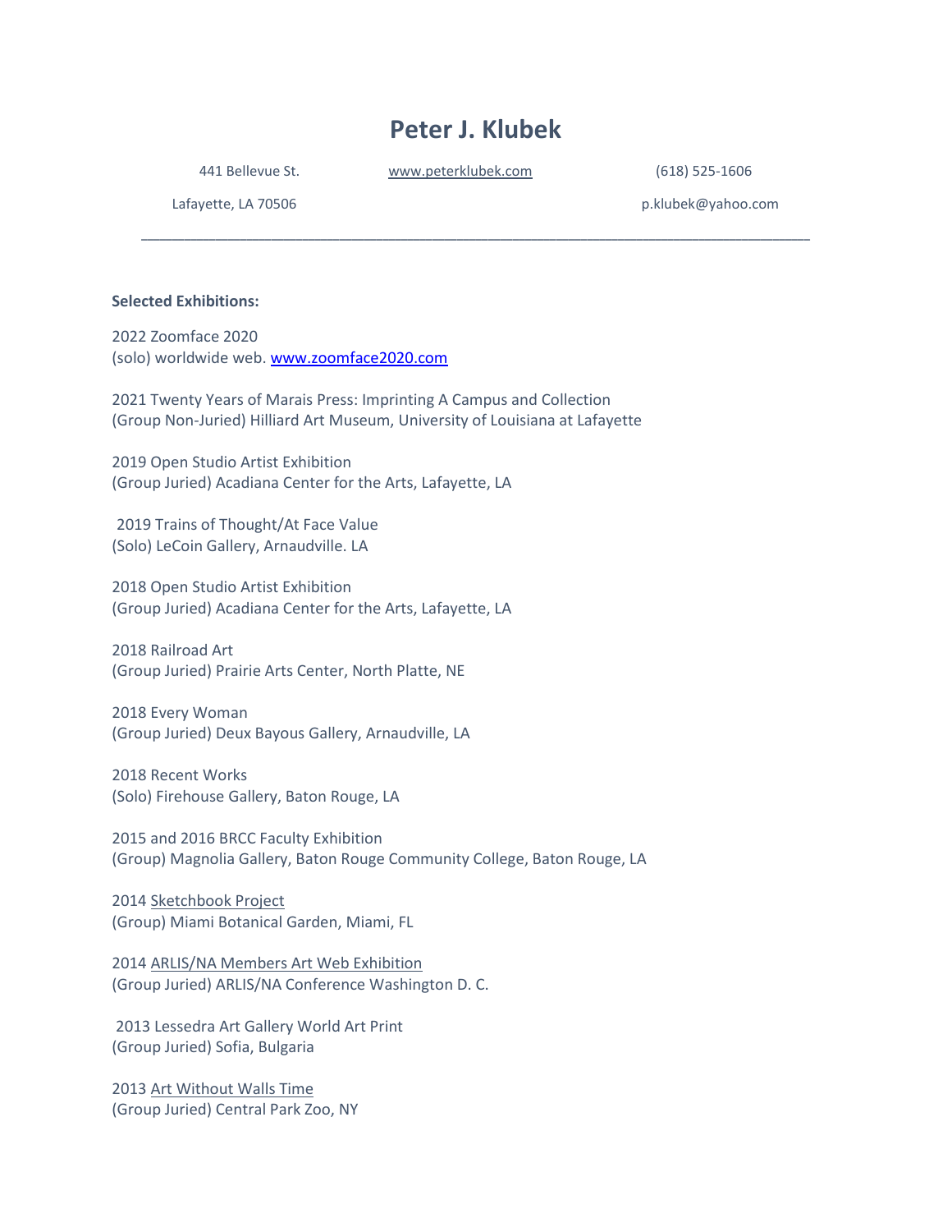# Peter J. Klubek

441 Bellevue St.
Lafayette, LA 70506

www.peterklubek.com

(618) 525-1606
p.klubek@yahoo.com

---

**Selected Exhibitions:**

2022 Zoomface 2020
(solo) worldwide web. www.zoomface2020.com

2021 Twenty Years of Marais Press: Imprinting A Campus and Collection
(Group Non-Juried) Hilliard Art Museum, University of Louisiana at Lafayette

2019 Open Studio Artist Exhibition
(Group Juried) Acadiana Center for the Arts, Lafayette, LA

2019 Trains of Thought/At Face Value
(Solo) LeCoin Gallery, Arnaudville. LA

2018 Open Studio Artist Exhibition
(Group Juried) Acadiana Center for the Arts, Lafayette, LA

2018 Railroad Art
(Group Juried) Prairie Arts Center, North Platte, NE

2018 Every Woman
(Group Juried) Deux Bayous Gallery, Arnaudville, LA

2018 Recent Works
(Solo) Firehouse Gallery, Baton Rouge, LA

2015 and 2016 BRCC Faculty Exhibition
(Group) Magnolia Gallery, Baton Rouge Community College, Baton Rouge, LA

2014 Sketchbook Project
(Group) Miami Botanical Garden, Miami, FL

2014 ARLIS/NA Members Art Web Exhibition
(Group Juried) ARLIS/NA Conference Washington D. C.

2013 Lessedra Art Gallery World Art Print
(Group Juried) Sofia, Bulgaria

2013 Art Without Walls Time
(Group Juried) Central Park Zoo, NY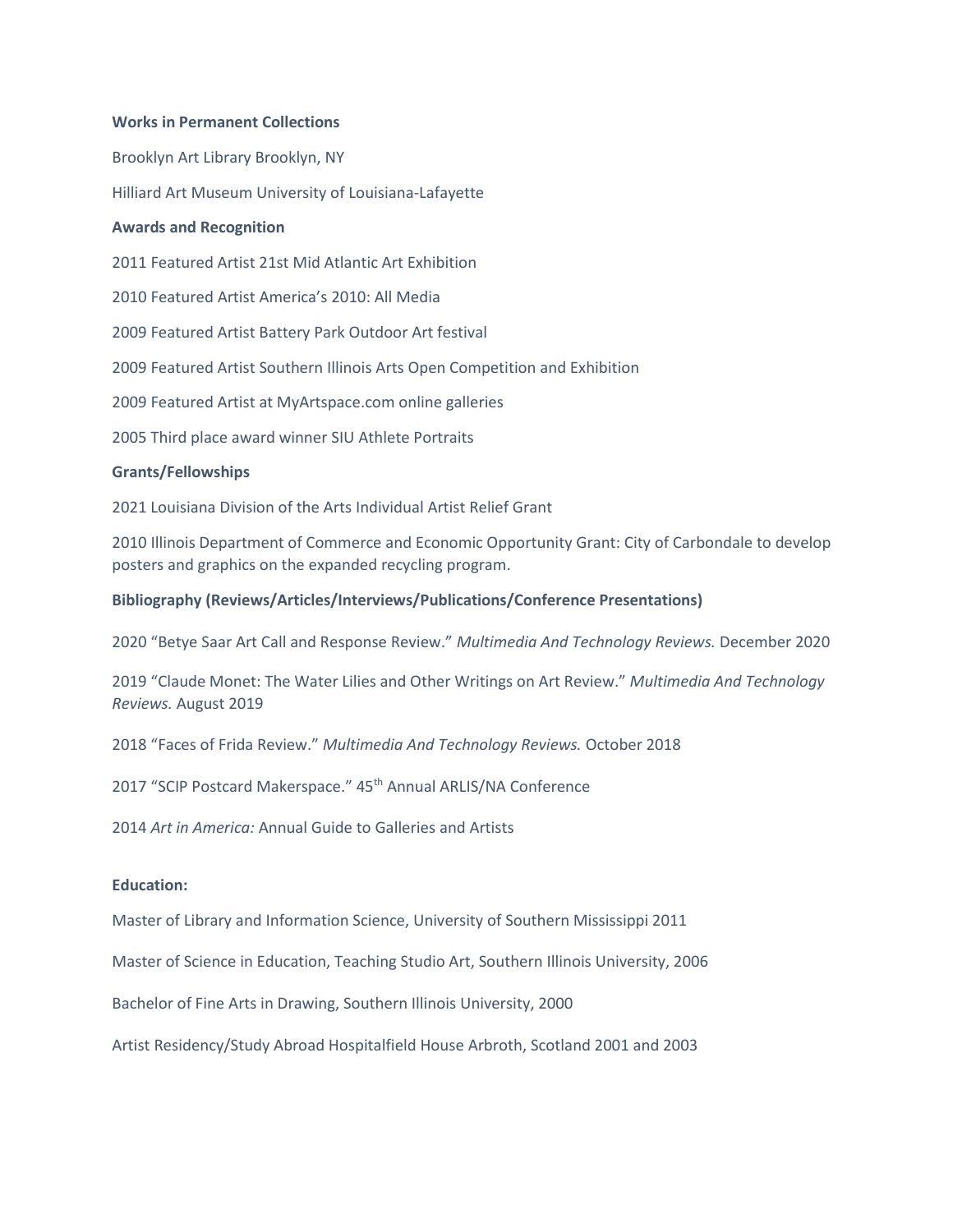**Works in Permanent Collections**

Brooklyn Art Library Brooklyn, NY

Hilliard Art Museum University of Louisiana-Lafayette

**Awards and Recognition**

2011 Featured Artist 21st Mid Atlantic Art Exhibition

2010 Featured Artist America's 2010: All Media

2009 Featured Artist Battery Park Outdoor Art festival

2009 Featured Artist Southern Illinois Arts Open Competition and Exhibition

2009 Featured Artist at MyArtspace.com online galleries

2005 Third place award winner SIU Athlete Portraits

**Grants/Fellowships**

2021 Louisiana Division of the Arts Individual Artist Relief Grant

2010 Illinois Department of Commerce and Economic Opportunity Grant: City of Carbondale to develop posters and graphics on the expanded recycling program.

**Bibliography (Reviews/Articles/Interviews/Publications/Conference Presentations)**

2020 "Betye Saar Art Call and Response Review." *Multimedia And Technology Reviews.* December 2020

2019 "Claude Monet: The Water Lilies and Other Writings on Art Review." *Multimedia And Technology Reviews.* August 2019

2018 "Faces of Frida Review." *Multimedia And Technology Reviews.* October 2018

2017 "SCIP Postcard Makerspace." 45th Annual ARLIS/NA Conference

2014 *Art in America:* Annual Guide to Galleries and Artists

**Education:**

Master of Library and Information Science, University of Southern Mississippi 2011

Master of Science in Education, Teaching Studio Art, Southern Illinois University, 2006

Bachelor of Fine Arts in Drawing, Southern Illinois University, 2000

Artist Residency/Study Abroad Hospitalfield House Arbroth, Scotland 2001 and 2003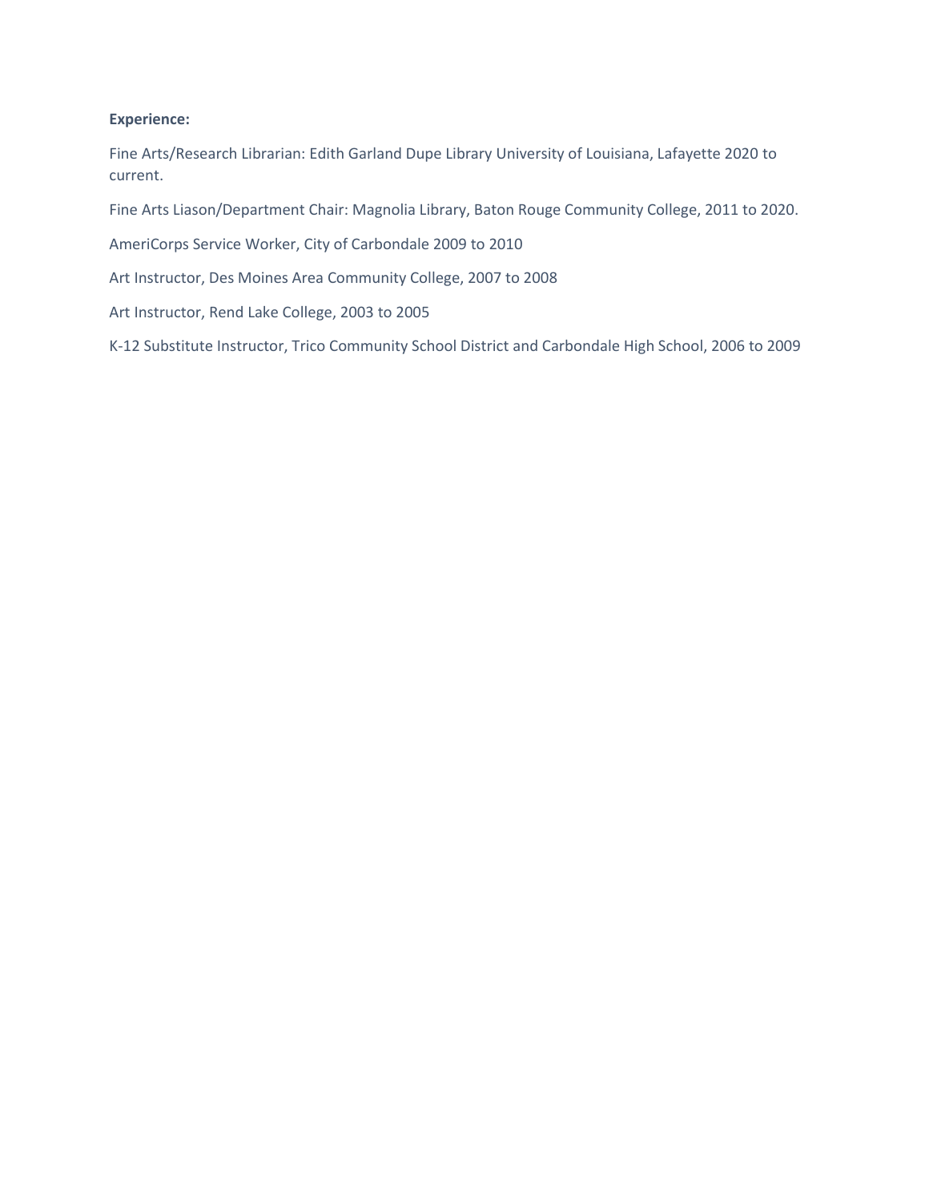**Experience:**

Fine Arts/Research Librarian: Edith Garland Dupe Library University of Louisiana, Lafayette 2020 to current.

Fine Arts Liason/Department Chair: Magnolia Library, Baton Rouge Community College, 2011 to 2020.

AmeriCorps Service Worker, City of Carbondale 2009 to 2010

Art Instructor, Des Moines Area Community College, 2007 to 2008

Art Instructor, Rend Lake College, 2003 to 2005

K-12 Substitute Instructor, Trico Community School District and Carbondale High School, 2006 to 2009